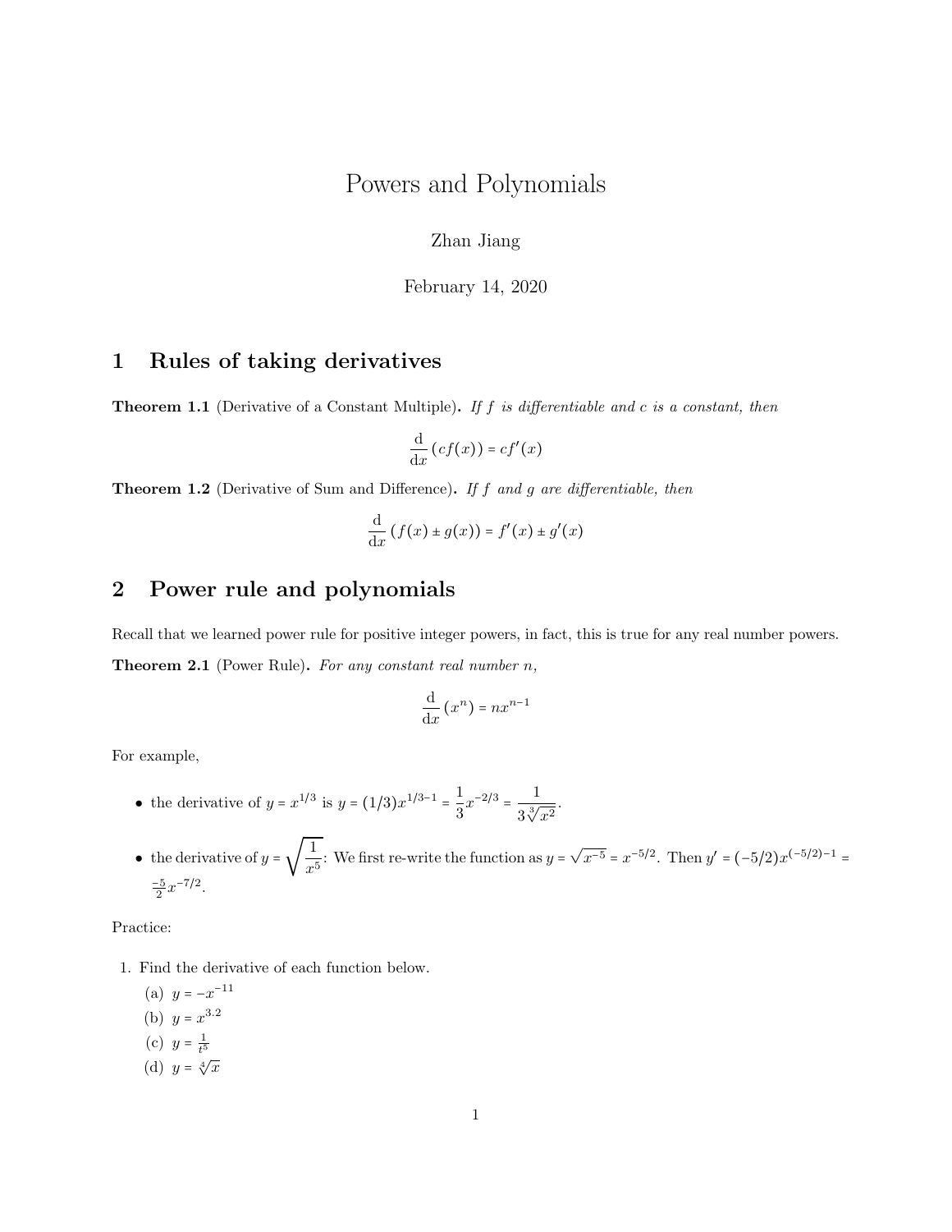# Powers and Polynomials

Zhan Jiang

February 14, 2020

## 1 Rules of taking derivatives

**Theorem 1.1** (Derivative of a Constant Multiple)**.** *If $f$ is differentiable and $c$ is a constant, then*

$$\frac{\mathrm{d}}{\mathrm{d}x}\left(cf(x)\right) = cf'(x)$$

**Theorem 1.2** (Derivative of Sum and Difference)**.** *If $f$ and $g$ are differentiable, then*

$$\frac{\mathrm{d}}{\mathrm{d}x}\left(f(x) \pm g(x)\right) = f'(x) \pm g'(x)$$

## 2 Power rule and polynomials

Recall that we learned power rule for positive integer powers, in fact, this is true for any real number powers.

**Theorem 2.1** (Power Rule)**.** *For any constant real number $n$,*

$$\frac{\mathrm{d}}{\mathrm{d}x}\left(x^n\right) = nx^{n-1}$$

For example,

- the derivative of $y = x^{1/3}$ is $y = (1/3)x^{1/3-1} = \dfrac{1}{3}x^{-2/3} = \dfrac{1}{3\sqrt[3]{x^2}}$.
- the derivative of $y = \sqrt{\dfrac{1}{x^5}}$: We first re-write the function as $y = \sqrt{x^{-5}} = x^{-5/2}$. Then $y' = (-5/2)x^{(-5/2)-1} = \frac{-5}{2}x^{-7/2}$.

Practice:

1. Find the derivative of each function below.
   (a) $y = -x^{-11}$
   (b) $y = x^{3.2}$
   (c) $y = \frac{1}{t^5}$
   (d) $y = \sqrt[4]{x}$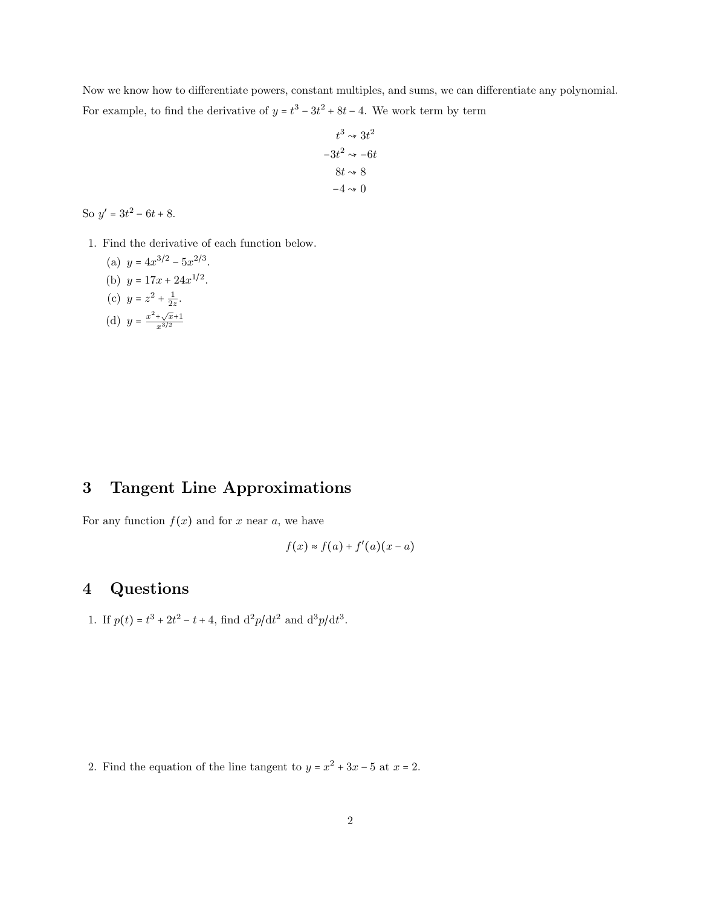Now we know how to differentiate powers, constant multiples, and sums, we can differentiate any polynomial. For example, to find the derivative of $y = t^3 - 3t^2 + 8t - 4$. We work term by term

$$
\begin{aligned}
t^3 &\rightsquigarrow 3t^2 \\
-3t^2 &\rightsquigarrow -6t \\
8t &\rightsquigarrow 8 \\
-4 &\rightsquigarrow 0
\end{aligned}
$$

So $y' = 3t^2 - 6t + 8$.

1. Find the derivative of each function below.
   (a) $y = 4x^{3/2} - 5x^{2/3}$.
   (b) $y = 17x + 24x^{1/2}$.
   (c) $y = z^2 + \frac{1}{2z}$.
   (d) $y = \frac{x^2 + \sqrt{x} + 1}{x^{3/2}}$

# 3 Tangent Line Approximations

For any function $f(x)$ and for $x$ near $a$, we have

$$f(x) \approx f(a) + f'(a)(x - a)$$

# 4 Questions

1. If $p(t) = t^3 + 2t^2 - t + 4$, find $\mathrm{d}^2p/\mathrm{d}t^2$ and $\mathrm{d}^3p/\mathrm{d}t^3$.

2. Find the equation of the line tangent to $y = x^2 + 3x - 5$ at $x = 2$.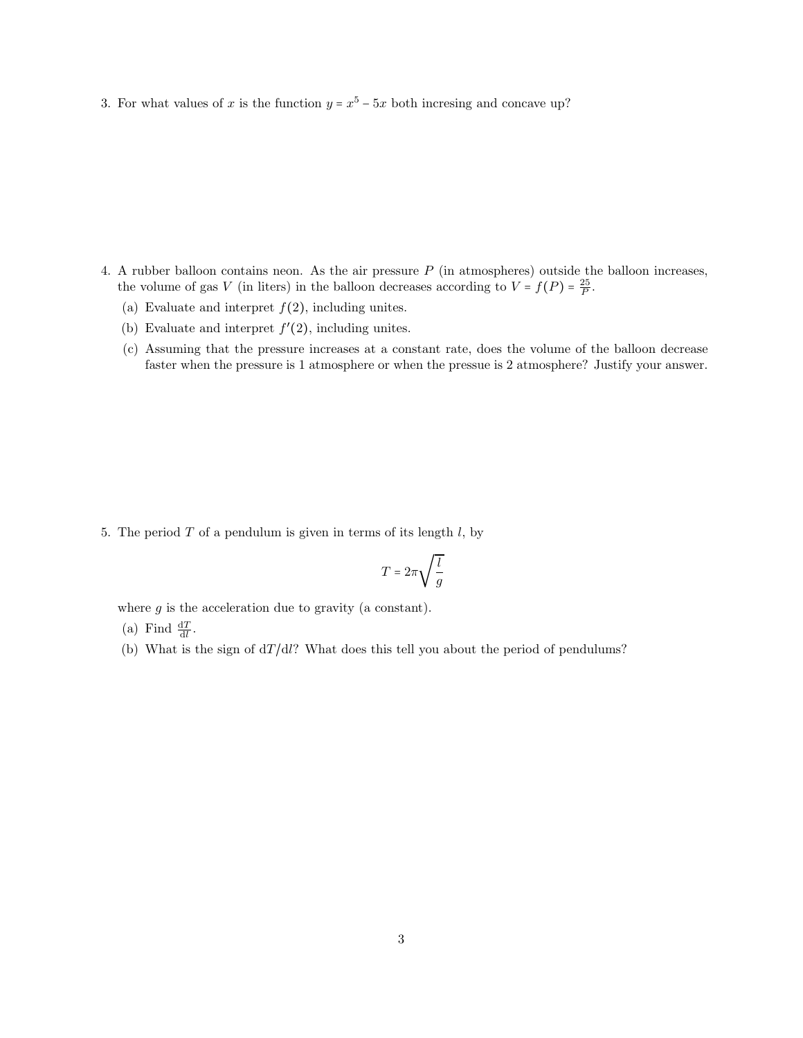3. For what values of $x$ is the function $y = x^5 - 5x$ both incresing and concave up?

4. A rubber balloon contains neon. As the air pressure $P$ (in atmospheres) outside the balloon increases, the volume of gas $V$ (in liters) in the balloon decreases according to $V = f(P) = \frac{25}{P}$.

   (a) Evaluate and interpret $f(2)$, including unites.

   (b) Evaluate and interpret $f'(2)$, including unites.

   (c) Assuming that the pressure increases at a constant rate, does the volume of the balloon decrease faster when the pressure is 1 atmosphere or when the pressue is 2 atmosphere? Justify your answer.

5. The period $T$ of a pendulum is given in terms of its length $l$, by

$$T = 2\pi\sqrt{\frac{l}{g}}$$

   where $g$ is the acceleration due to gravity (a constant).

   (a) Find $\frac{dT}{dl}$.

   (b) What is the sign of $dT/dl$? What does this tell you about the period of pendulums?